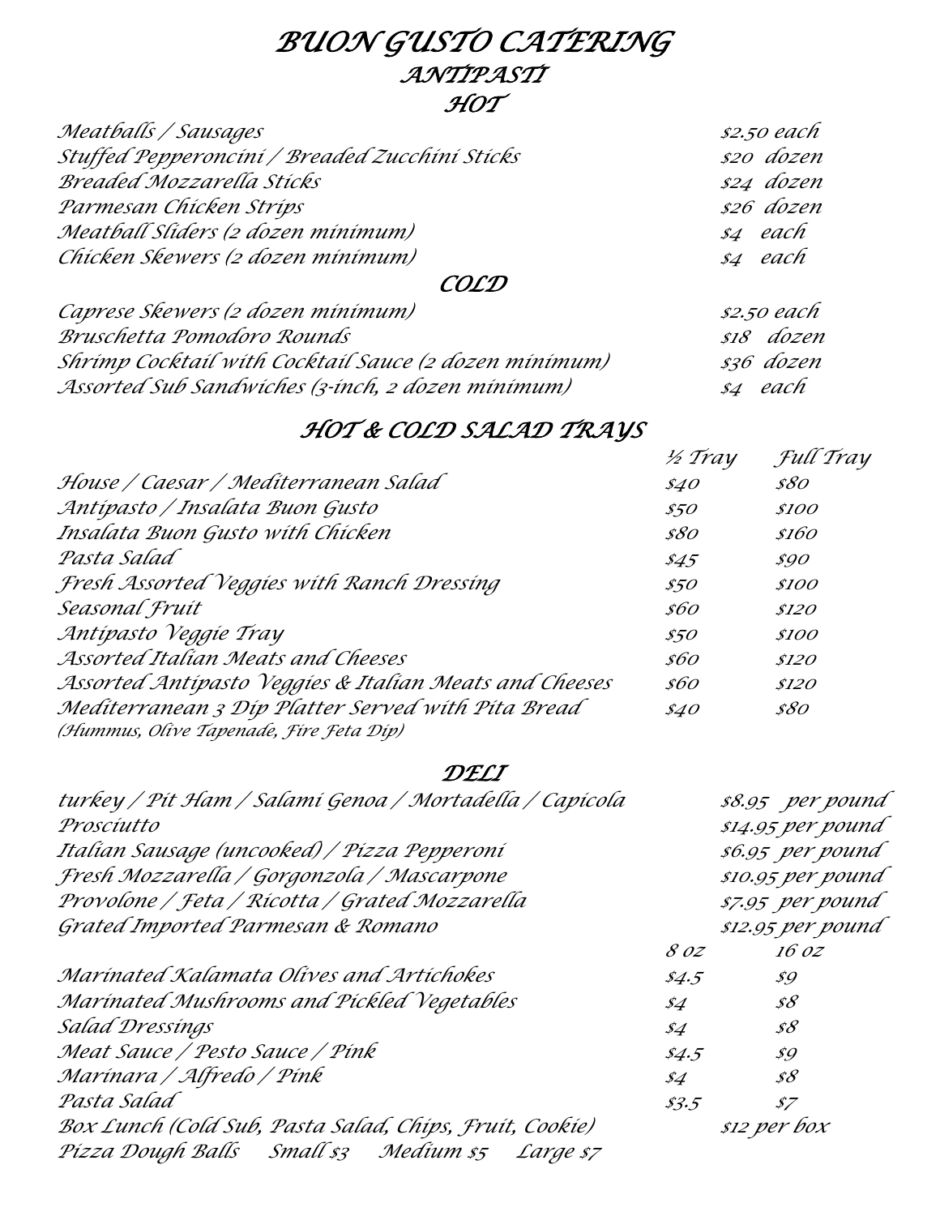# BUON GUSTO CATERING

## ANTIPASTI

### HOT

| Item | Price |
|---|---|
| Meatballs / Sausages | $2.50 each |
| Stuffed Pepperoncini / Breaded Zucchini Sticks | $20 dozen |
| Breaded Mozzarella Sticks | $24 dozen |
| Parmesan Chicken Strips | $26 dozen |
| Meatball Sliders (2 dozen minimum) | $4 each |
| Chicken Skewers (2 dozen minimum) | $4 each |

### COLD

| Item | Price |
|---|---|
| Caprese Skewers (2 dozen minimum) | $2.50 each |
| Bruschetta Pomodoro Rounds | $18 dozen |
| Shrimp Cocktail with Cocktail Sauce (2 dozen minimum) | $36 dozen |
| Assorted Sub Sandwiches (3-inch, 2 dozen minimum) | $4 each |

## HOT & COLD SALAD TRAYS

| Item | ½ Tray | Full Tray |
|---|---|---|
| House / Caesar / Mediterranean Salad | $40 | $80 |
| Antipasto / Insalata Buon Gusto | $50 | $100 |
| Insalata Buon Gusto with Chicken | $80 | $160 |
| Pasta Salad | $45 | $90 |
| Fresh Assorted Veggies with Ranch Dressing | $50 | $100 |
| Seasonal Fruit | $60 | $120 |
| Antipasto Veggie Tray | $50 | $100 |
| Assorted Italian Meats and Cheeses | $60 | $120 |
| Assorted Antipasto Veggies & Italian Meats and Cheeses | $60 | $120 |
| Mediterranean 3 Dip Platter Served with Pita Bread (Hummus, Olive Tapenade, Fire Feta Dip) | $40 | $80 |

## DELI

| Item | Price |
|---|---|
| turkey / Pit Ham / Salami Genoa / Mortadella / Capicola | $8.95 per pound |
| Prosciutto | $14.95 per pound |
| Italian Sausage (uncooked) / Pizza Pepperoni | $6.95 per pound |
| Fresh Mozzarella / Gorgonzola / Mascarpone | $10.95 per pound |
| Provolone / Feta / Ricotta / Grated Mozzarella | $7.95 per pound |
| Grated Imported Parmesan & Romano | $12.95 per pound |

| Item | 8 oz | 16 oz |
|---|---|---|
| Marinated Kalamata Olives and Artichokes | $4.5 | $9 |
| Marinated Mushrooms and Pickled Vegetables | $4 | $8 |
| Salad Dressings | $4 | $8 |
| Meat Sauce / Pesto Sauce / Pink | $4.5 | $9 |
| Marinara / Alfredo / Pink | $4 | $8 |
| Pasta Salad | $3.5 | $7 |

Box Lunch (Cold Sub, Pasta Salad, Chips, Fruit, Cookie) — $12 per box

Pizza Dough Balls — Small $3 — Medium $5 — Large $7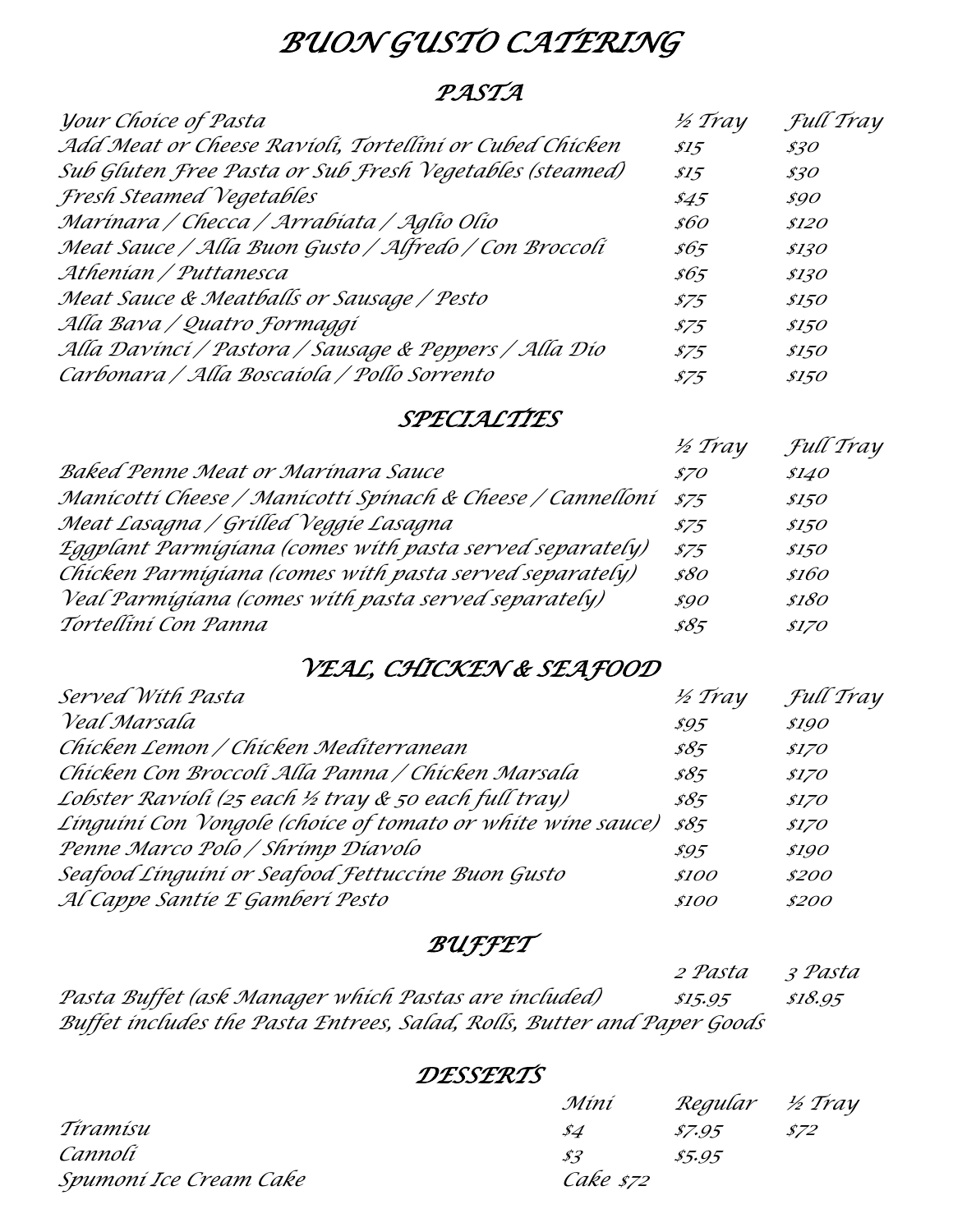# BUON GUSTO CATERING

## PASTA

| Your Choice of Pasta | ½ Tray | Full Tray |
|---|---|---|
| Add Meat or Cheese Ravioli, Tortellini or Cubed Chicken | $15 | $30 |
| Sub Gluten Free Pasta or Sub Fresh Vegetables (steamed) | $15 | $30 |
| Fresh Steamed Vegetables | $45 | $90 |
| Marinara / Checca / Arrabiata / Aglio Olio | $60 | $120 |
| Meat Sauce / Alla Buon Gusto / Alfredo / Con Broccoli | $65 | $130 |
| Athenian / Puttanesca | $65 | $130 |
| Meat Sauce & Meatballs or Sausage / Pesto | $75 | $150 |
| Alla Bava / Quatro Formaggi | $75 | $150 |
| Alla Davinci / Pastora / Sausage & Peppers / Alla Dio | $75 | $150 |
| Carbonara / Alla Boscaiola / Pollo Sorrento | $75 | $150 |

## SPECIALTIES

| | ½ Tray | Full Tray |
|---|---|---|
| Baked Penne Meat or Marinara Sauce | $70 | $140 |
| Manicotti Cheese / Manicotti Spinach & Cheese / Cannelloni | $75 | $150 |
| Meat Lasagna / Grilled Veggie Lasagna | $75 | $150 |
| Eggplant Parmigiana (comes with pasta served separately) | $75 | $150 |
| Chicken Parmigiana (comes with pasta served separately) | $80 | $160 |
| Veal Parmigiana (comes with pasta served separately) | $90 | $180 |
| Tortellini Con Panna | $85 | $170 |

## VEAL, CHICKEN & SEAFOOD

| Served With Pasta | ½ Tray | Full Tray |
|---|---|---|
| Veal Marsala | $95 | $190 |
| Chicken Lemon / Chicken Mediterranean | $85 | $170 |
| Chicken Con Broccoli Alla Panna / Chicken Marsala | $85 | $170 |
| Lobster Ravioli (25 each ½ tray & 50 each full tray) | $85 | $170 |
| Linguini Con Vongole (choice of tomato or white wine sauce) | $85 | $170 |
| Penne Marco Polo / Shrimp Diavolo | $95 | $190 |
| Seafood Linguini or Seafood Fettuccine Buon Gusto | $100 | $200 |
| Al Cappe Santie E Gamberi Pesto | $100 | $200 |

## BUFFET

| | 2 Pasta | 3 Pasta |
|---|---|---|
| Pasta Buffet (ask Manager which Pastas are included) | $15.95 | $18.95 |

Buffet includes the Pasta Entrees, Salad, Rolls, Butter and Paper Goods

## DESSERTS

| | Mini | Regular | ½ Tray |
|---|---|---|---|
| Tiramisu | $4 | $7.95 | $72 |
| Cannoli | $3 | $5.95 | |
| Spumoni Ice Cream Cake | Cake $72 | | |